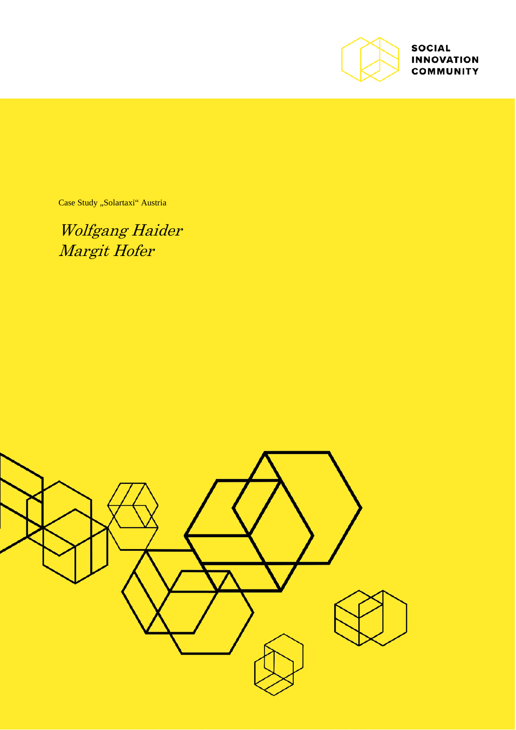SOCIAL
INNOVATION
COMMUNITY

Case Study „Solartaxi" Austria

*Wolfgang Haider*
*Margit Hofer*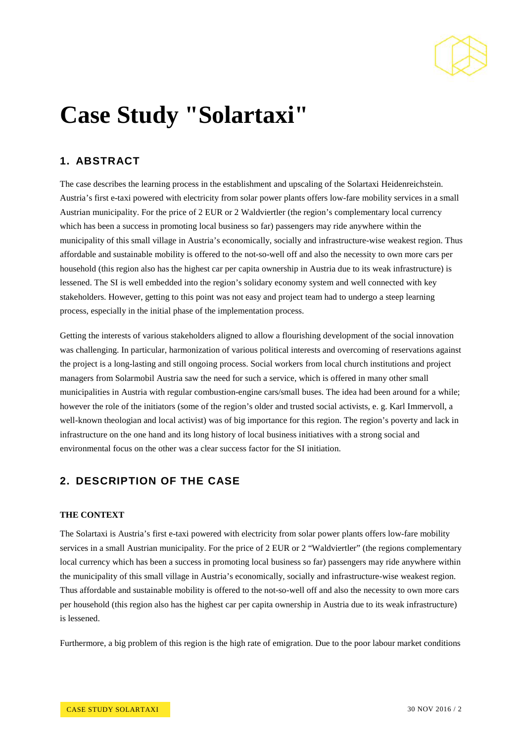# Case Study "Solartaxi"

## 1. ABSTRACT

The case describes the learning process in the establishment and upscaling of the Solartaxi Heidenreichstein. Austria's first e-taxi powered with electricity from solar power plants offers low-fare mobility services in a small Austrian municipality. For the price of 2 EUR or 2 Waldviertler (the region's complementary local currency which has been a success in promoting local business so far) passengers may ride anywhere within the municipality of this small village in Austria's economically, socially and infrastructure-wise weakest region. Thus affordable and sustainable mobility is offered to the not-so-well off and also the necessity to own more cars per household (this region also has the highest car per capita ownership in Austria due to its weak infrastructure) is lessened. The SI is well embedded into the region's solidary economy system and well connected with key stakeholders. However, getting to this point was not easy and project team had to undergo a steep learning process, especially in the initial phase of the implementation process.

Getting the interests of various stakeholders aligned to allow a flourishing development of the social innovation was challenging. In particular, harmonization of various political interests and overcoming of reservations against the project is a long-lasting and still ongoing process. Social workers from local church institutions and project managers from Solarmobil Austria saw the need for such a service, which is offered in many other small municipalities in Austria with regular combustion-engine cars/small buses. The idea had been around for a while; however the role of the initiators (some of the region's older and trusted social activists, e. g. Karl Immervoll, a well-known theologian and local activist) was of big importance for this region. The region's poverty and lack in infrastructure on the one hand and its long history of local business initiatives with a strong social and environmental focus on the other was a clear success factor for the SI initiation.

## 2. DESCRIPTION OF THE CASE

### THE CONTEXT

The Solartaxi is Austria's first e-taxi powered with electricity from solar power plants offers low-fare mobility services in a small Austrian municipality. For the price of 2 EUR or 2 "Waldviertler" (the regions complementary local currency which has been a success in promoting local business so far) passengers may ride anywhere within the municipality of this small village in Austria's economically, socially and infrastructure-wise weakest region. Thus affordable and sustainable mobility is offered to the not-so-well off and also the necessity to own more cars per household (this region also has the highest car per capita ownership in Austria due to its weak infrastructure) is lessened.

Furthermore, a big problem of this region is the high rate of emigration. Due to the poor labour market conditions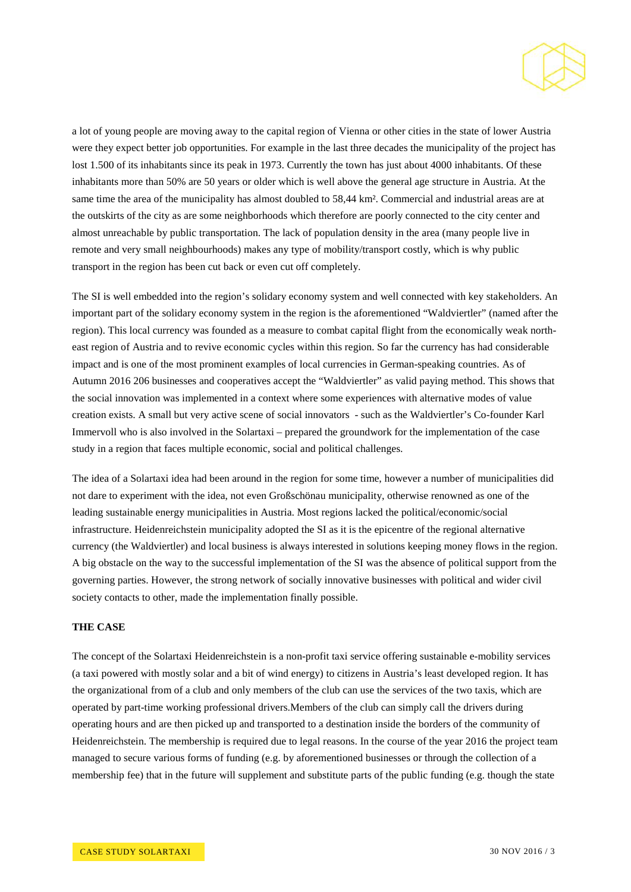a lot of young people are moving away to the capital region of Vienna or other cities in the state of lower Austria were they expect better job opportunities. For example in the last three decades the municipality of the project has lost 1.500 of its inhabitants since its peak in 1973. Currently the town has just about 4000 inhabitants. Of these inhabitants more than 50% are 50 years or older which is well above the general age structure in Austria. At the same time the area of the municipality has almost doubled to 58,44 km². Commercial and industrial areas are at the outskirts of the city as are some neighborhoods which therefore are poorly connected to the city center and almost unreachable by public transportation. The lack of population density in the area (many people live in remote and very small neighbourhoods) makes any type of mobility/transport costly, which is why public transport in the region has been cut back or even cut off completely.

The SI is well embedded into the region's solidary economy system and well connected with key stakeholders. An important part of the solidary economy system in the region is the aforementioned "Waldviertler" (named after the region). This local currency was founded as a measure to combat capital flight from the economically weak north-east region of Austria and to revive economic cycles within this region. So far the currency has had considerable impact and is one of the most prominent examples of local currencies in German-speaking countries. As of Autumn 2016 206 businesses and cooperatives accept the "Waldviertler" as valid paying method. This shows that the social innovation was implemented in a context where some experiences with alternative modes of value creation exists. A small but very active scene of social innovators - such as the Waldviertler's Co-founder Karl Immervoll who is also involved in the Solartaxi – prepared the groundwork for the implementation of the case study in a region that faces multiple economic, social and political challenges.

The idea of a Solartaxi idea had been around in the region for some time, however a number of municipalities did not dare to experiment with the idea, not even Großschönau municipality, otherwise renowned as one of the leading sustainable energy municipalities in Austria. Most regions lacked the political/economic/social infrastructure. Heidenreichstein municipality adopted the SI as it is the epicentre of the regional alternative currency (the Waldviertler) and local business is always interested in solutions keeping money flows in the region. A big obstacle on the way to the successful implementation of the SI was the absence of political support from the governing parties. However, the strong network of socially innovative businesses with political and wider civil society contacts to other, made the implementation finally possible.

**THE CASE**

The concept of the Solartaxi Heidenreichstein is a non-profit taxi service offering sustainable e-mobility services (a taxi powered with mostly solar and a bit of wind energy) to citizens in Austria's least developed region. It has the organizational from of a club and only members of the club can use the services of the two taxis, which are operated by part-time working professional drivers.Members of the club can simply call the drivers during operating hours and are then picked up and transported to a destination inside the borders of the community of Heidenreichstein. The membership is required due to legal reasons. In the course of the year 2016 the project team managed to secure various forms of funding (e.g. by aforementioned businesses or through the collection of a membership fee) that in the future will supplement and substitute parts of the public funding (e.g. though the state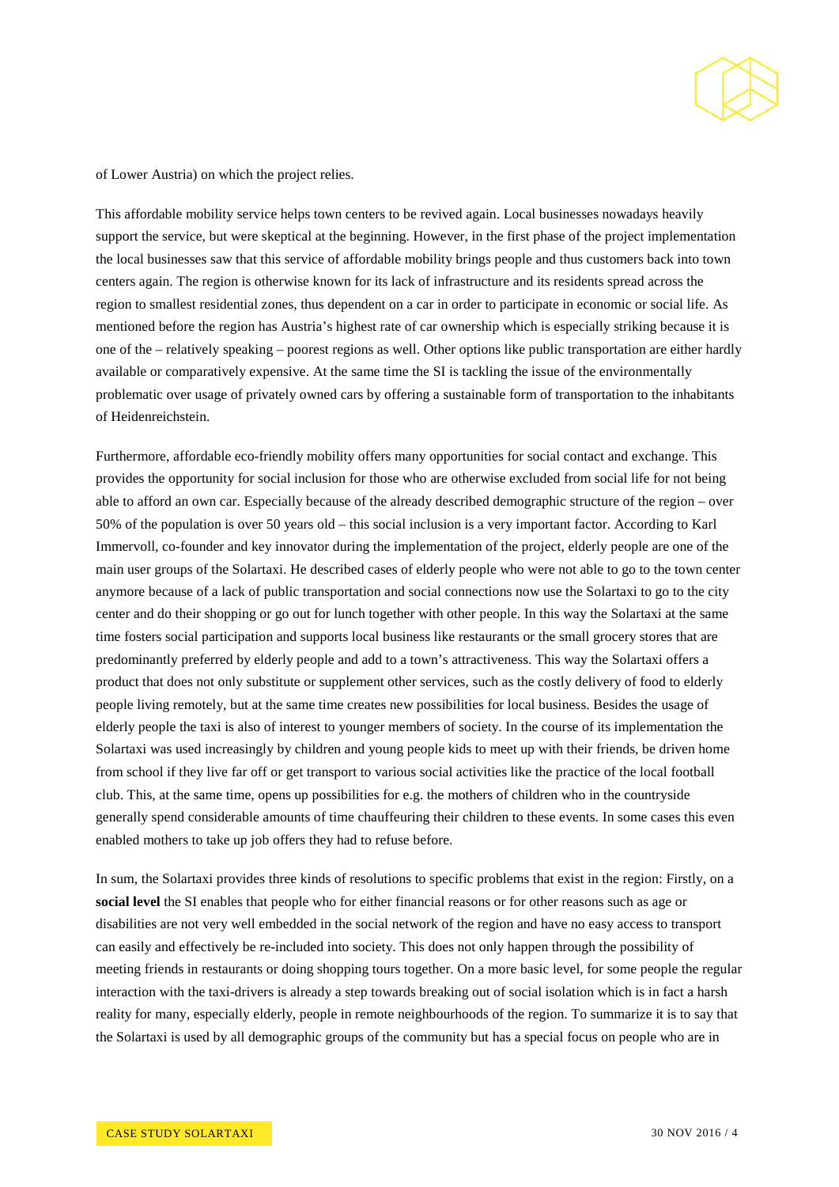of Lower Austria) on which the project relies.

This affordable mobility service helps town centers to be revived again. Local businesses nowadays heavily support the service, but were skeptical at the beginning. However, in the first phase of the project implementation the local businesses saw that this service of affordable mobility brings people and thus customers back into town centers again. The region is otherwise known for its lack of infrastructure and its residents spread across the region to smallest residential zones, thus dependent on a car in order to participate in economic or social life. As mentioned before the region has Austria's highest rate of car ownership which is especially striking because it is one of the – relatively speaking – poorest regions as well. Other options like public transportation are either hardly available or comparatively expensive. At the same time the SI is tackling the issue of the environmentally problematic over usage of privately owned cars by offering a sustainable form of transportation to the inhabitants of Heidenreichstein.

Furthermore, affordable eco-friendly mobility offers many opportunities for social contact and exchange. This provides the opportunity for social inclusion for those who are otherwise excluded from social life for not being able to afford an own car. Especially because of the already described demographic structure of the region – over 50% of the population is over 50 years old – this social inclusion is a very important factor. According to Karl Immervoll, co-founder and key innovator during the implementation of the project, elderly people are one of the main user groups of the Solartaxi. He described cases of elderly people who were not able to go to the town center anymore because of a lack of public transportation and social connections now use the Solartaxi to go to the city center and do their shopping or go out for lunch together with other people. In this way the Solartaxi at the same time fosters social participation and supports local business like restaurants or the small grocery stores that are predominantly preferred by elderly people and add to a town's attractiveness. This way the Solartaxi offers a product that does not only substitute or supplement other services, such as the costly delivery of food to elderly people living remotely, but at the same time creates new possibilities for local business. Besides the usage of elderly people the taxi is also of interest to younger members of society. In the course of its implementation the Solartaxi was used increasingly by children and young people kids to meet up with their friends, be driven home from school if they live far off or get transport to various social activities like the practice of the local football club. This, at the same time, opens up possibilities for e.g. the mothers of children who in the countryside generally spend considerable amounts of time chauffeuring their children to these events. In some cases this even enabled mothers to take up job offers they had to refuse before.

In sum, the Solartaxi provides three kinds of resolutions to specific problems that exist in the region: Firstly, on a **social level** the SI enables that people who for either financial reasons or for other reasons such as age or disabilities are not very well embedded in the social network of the region and have no easy access to transport can easily and effectively be re-included into society. This does not only happen through the possibility of meeting friends in restaurants or doing shopping tours together. On a more basic level, for some people the regular interaction with the taxi-drivers is already a step towards breaking out of social isolation which is in fact a harsh reality for many, especially elderly, people in remote neighbourhoods of the region. To summarize it is to say that the Solartaxi is used by all demographic groups of the community but has a special focus on people who are in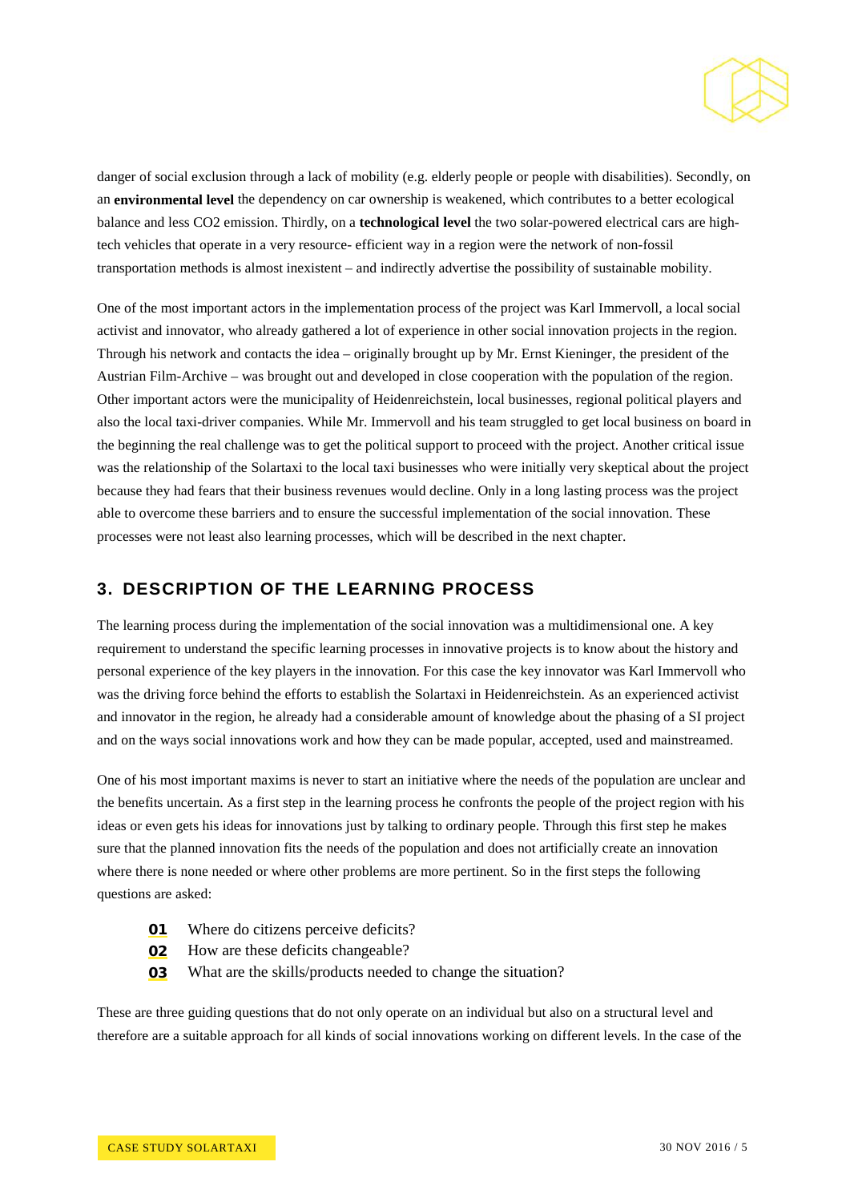danger of social exclusion through a lack of mobility (e.g. elderly people or people with disabilities). Secondly, on an **environmental level** the dependency on car ownership is weakened, which contributes to a better ecological balance and less CO2 emission. Thirdly, on a **technological level** the two solar-powered electrical cars are high-tech vehicles that operate in a very resource- efficient way in a region were the network of non-fossil transportation methods is almost inexistent – and indirectly advertise the possibility of sustainable mobility.

One of the most important actors in the implementation process of the project was Karl Immervoll, a local social activist and innovator, who already gathered a lot of experience in other social innovation projects in the region. Through his network and contacts the idea – originally brought up by Mr. Ernst Kieninger, the president of the Austrian Film-Archive – was brought out and developed in close cooperation with the population of the region. Other important actors were the municipality of Heidenreichstein, local businesses, regional political players and also the local taxi-driver companies. While Mr. Immervoll and his team struggled to get local business on board in the beginning the real challenge was to get the political support to proceed with the project. Another critical issue was the relationship of the Solartaxi to the local taxi businesses who were initially very skeptical about the project because they had fears that their business revenues would decline. Only in a long lasting process was the project able to overcome these barriers and to ensure the successful implementation of the social innovation. These processes were not least also learning processes, which will be described in the next chapter.

## 3. DESCRIPTION OF THE LEARNING PROCESS

The learning process during the implementation of the social innovation was a multidimensional one. A key requirement to understand the specific learning processes in innovative projects is to know about the history and personal experience of the key players in the innovation. For this case the key innovator was Karl Immervoll who was the driving force behind the efforts to establish the Solartaxi in Heidenreichstein. As an experienced activist and innovator in the region, he already had a considerable amount of knowledge about the phasing of a SI project and on the ways social innovations work and how they can be made popular, accepted, used and mainstreamed.

One of his most important maxims is never to start an initiative where the needs of the population are unclear and the benefits uncertain. As a first step in the learning process he confronts the people of the project region with his ideas or even gets his ideas for innovations just by talking to ordinary people. Through this first step he makes sure that the planned innovation fits the needs of the population and does not artificially create an innovation where there is none needed or where other problems are more pertinent. So in the first steps the following questions are asked:

**01** Where do citizens perceive deficits?
**02** How are these deficits changeable?
**03** What are the skills/products needed to change the situation?

These are three guiding questions that do not only operate on an individual but also on a structural level and therefore are a suitable approach for all kinds of social innovations working on different levels. In the case of the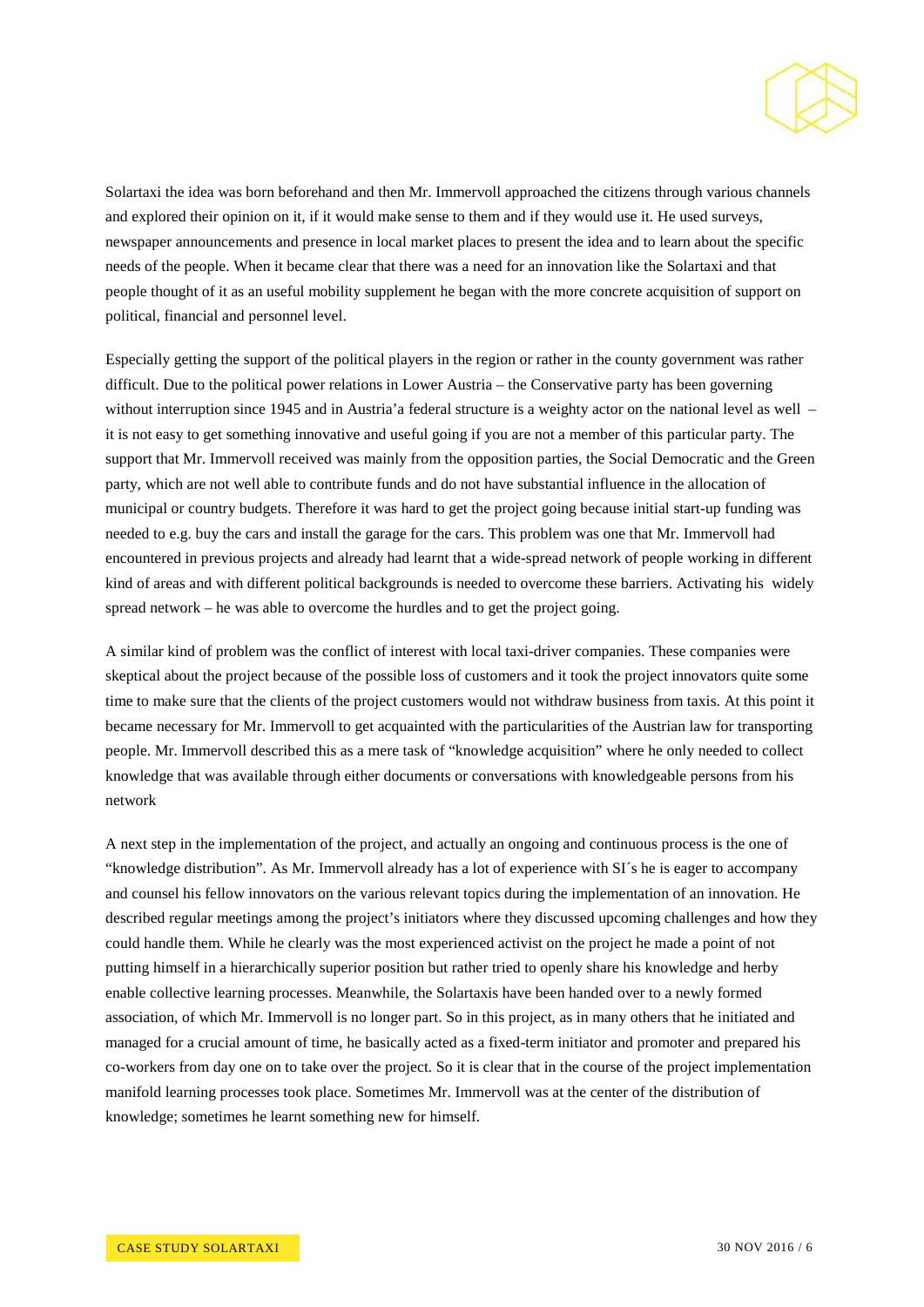Solartaxi the idea was born beforehand and then Mr. Immervoll approached the citizens through various channels and explored their opinion on it, if it would make sense to them and if they would use it. He used surveys, newspaper announcements and presence in local market places to present the idea and to learn about the specific needs of the people. When it became clear that there was a need for an innovation like the Solartaxi and that people thought of it as an useful mobility supplement he began with the more concrete acquisition of support on political, financial and personnel level.

Especially getting the support of the political players in the region or rather in the county government was rather difficult. Due to the political power relations in Lower Austria – the Conservative party has been governing without interruption since 1945 and in Austria'a federal structure is a weighty actor on the national level as well – it is not easy to get something innovative and useful going if you are not a member of this particular party. The support that Mr. Immervoll received was mainly from the opposition parties, the Social Democratic and the Green party, which are not well able to contribute funds and do not have substantial influence in the allocation of municipal or country budgets. Therefore it was hard to get the project going because initial start-up funding was needed to e.g. buy the cars and install the garage for the cars. This problem was one that Mr. Immervoll had encountered in previous projects and already had learnt that a wide-spread network of people working in different kind of areas and with different political backgrounds is needed to overcome these barriers. Activating his widely spread network – he was able to overcome the hurdles and to get the project going.

A similar kind of problem was the conflict of interest with local taxi-driver companies. These companies were skeptical about the project because of the possible loss of customers and it took the project innovators quite some time to make sure that the clients of the project customers would not withdraw business from taxis. At this point it became necessary for Mr. Immervoll to get acquainted with the particularities of the Austrian law for transporting people. Mr. Immervoll described this as a mere task of "knowledge acquisition" where he only needed to collect knowledge that was available through either documents or conversations with knowledgeable persons from his network

A next step in the implementation of the project, and actually an ongoing and continuous process is the one of "knowledge distribution". As Mr. Immervoll already has a lot of experience with SI´s he is eager to accompany and counsel his fellow innovators on the various relevant topics during the implementation of an innovation. He described regular meetings among the project's initiators where they discussed upcoming challenges and how they could handle them. While he clearly was the most experienced activist on the project he made a point of not putting himself in a hierarchically superior position but rather tried to openly share his knowledge and herby enable collective learning processes. Meanwhile, the Solartaxis have been handed over to a newly formed association, of which Mr. Immervoll is no longer part. So in this project, as in many others that he initiated and managed for a crucial amount of time, he basically acted as a fixed-term initiator and promoter and prepared his co-workers from day one on to take over the project. So it is clear that in the course of the project implementation manifold learning processes took place. Sometimes Mr. Immervoll was at the center of the distribution of knowledge; sometimes he learnt something new for himself.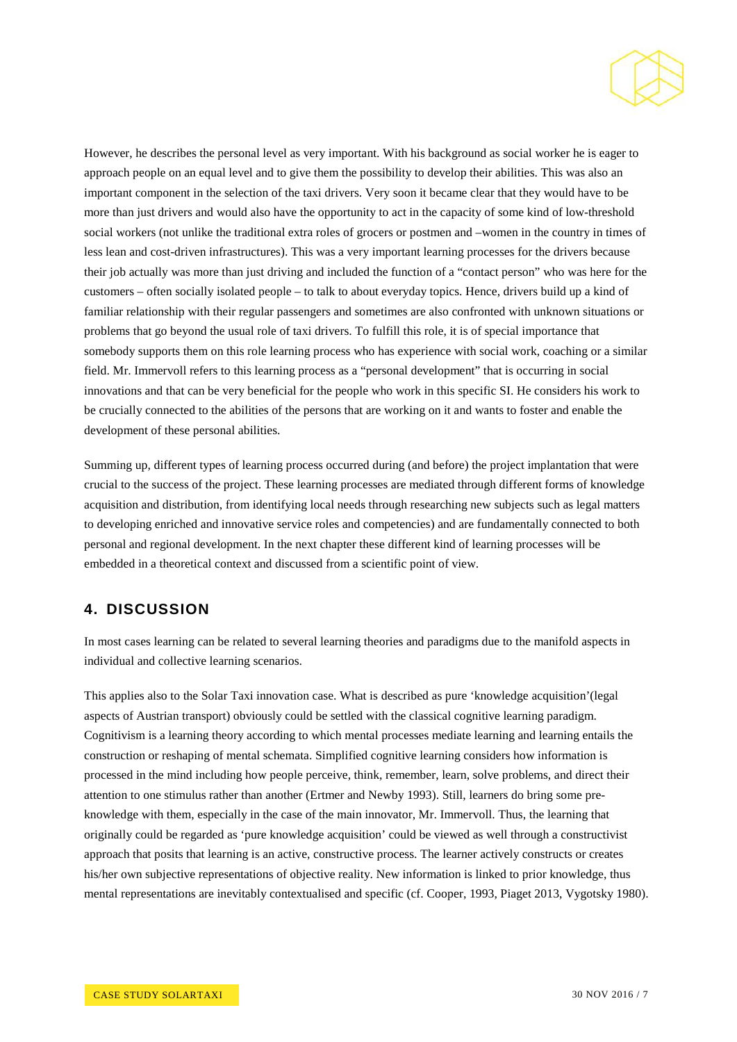However, he describes the personal level as very important. With his background as social worker he is eager to approach people on an equal level and to give them the possibility to develop their abilities. This was also an important component in the selection of the taxi drivers. Very soon it became clear that they would have to be more than just drivers and would also have the opportunity to act in the capacity of some kind of low-threshold social workers (not unlike the traditional extra roles of grocers or postmen and –women in the country in times of less lean and cost-driven infrastructures). This was a very important learning processes for the drivers because their job actually was more than just driving and included the function of a "contact person" who was here for the customers – often socially isolated people – to talk to about everyday topics. Hence, drivers build up a kind of familiar relationship with their regular passengers and sometimes are also confronted with unknown situations or problems that go beyond the usual role of taxi drivers. To fulfill this role, it is of special importance that somebody supports them on this role learning process who has experience with social work, coaching or a similar field. Mr. Immervoll refers to this learning process as a "personal development" that is occurring in social innovations and that can be very beneficial for the people who work in this specific SI. He considers his work to be crucially connected to the abilities of the persons that are working on it and wants to foster and enable the development of these personal abilities.

Summing up, different types of learning process occurred during (and before) the project implantation that were crucial to the success of the project. These learning processes are mediated through different forms of knowledge acquisition and distribution, from identifying local needs through researching new subjects such as legal matters to developing enriched and innovative service roles and competencies) and are fundamentally connected to both personal and regional development. In the next chapter these different kind of learning processes will be embedded in a theoretical context and discussed from a scientific point of view.

## 4. DISCUSSION

In most cases learning can be related to several learning theories and paradigms due to the manifold aspects in individual and collective learning scenarios.

This applies also to the Solar Taxi innovation case. What is described as pure 'knowledge acquisition'(legal aspects of Austrian transport) obviously could be settled with the classical cognitive learning paradigm. Cognitivism is a learning theory according to which mental processes mediate learning and learning entails the construction or reshaping of mental schemata. Simplified cognitive learning considers how information is processed in the mind including how people perceive, think, remember, learn, solve problems, and direct their attention to one stimulus rather than another (Ertmer and Newby 1993). Still, learners do bring some pre-knowledge with them, especially in the case of the main innovator, Mr. Immervoll. Thus, the learning that originally could be regarded as 'pure knowledge acquisition' could be viewed as well through a constructivist approach that posits that learning is an active, constructive process. The learner actively constructs or creates his/her own subjective representations of objective reality. New information is linked to prior knowledge, thus mental representations are inevitably contextualised and specific (cf. Cooper, 1993, Piaget 2013, Vygotsky 1980).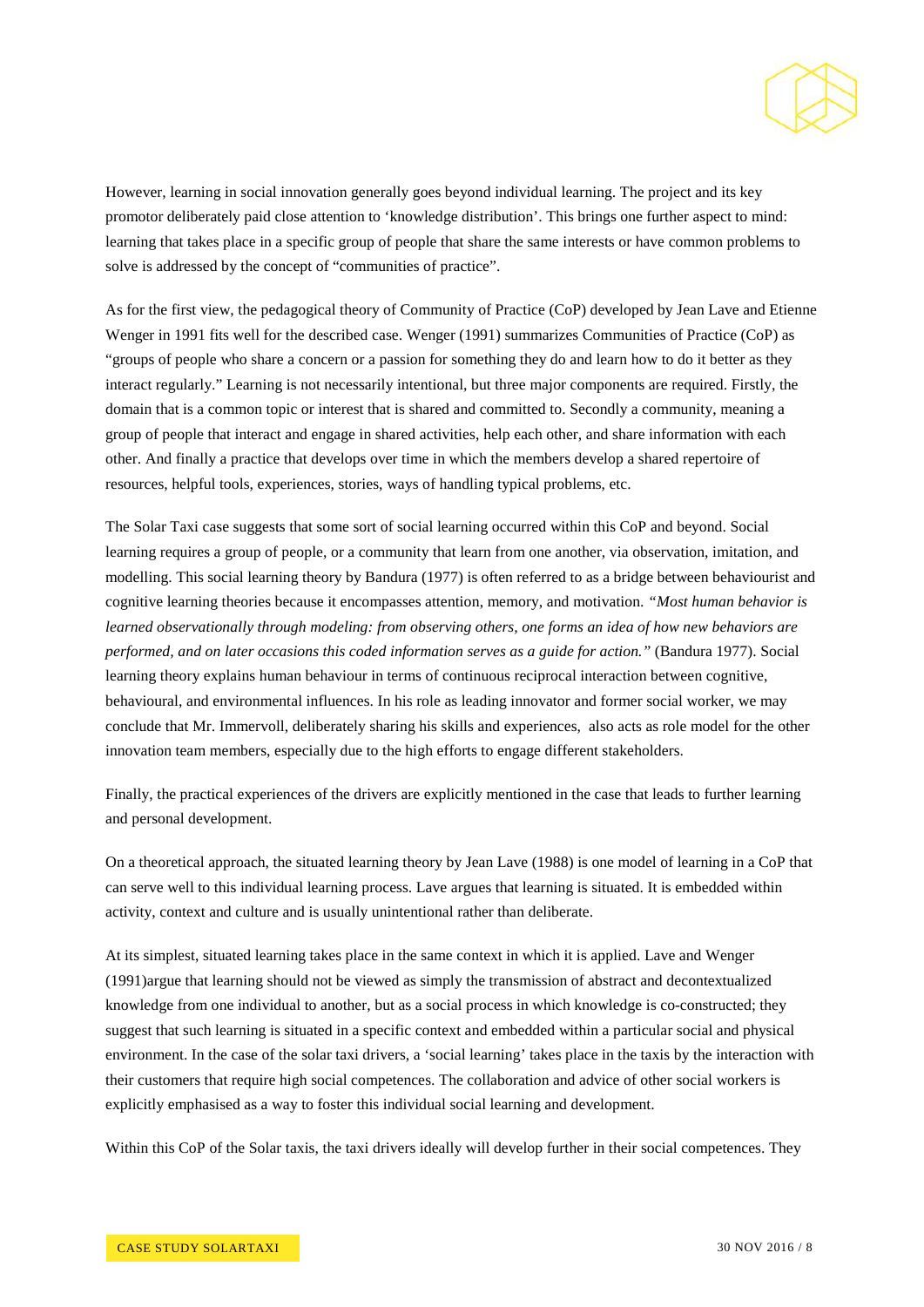However, learning in social innovation generally goes beyond individual learning. The project and its key promotor deliberately paid close attention to 'knowledge distribution'. This brings one further aspect to mind: learning that takes place in a specific group of people that share the same interests or have common problems to solve is addressed by the concept of "communities of practice".

As for the first view, the pedagogical theory of Community of Practice (CoP) developed by Jean Lave and Etienne Wenger in 1991 fits well for the described case. Wenger (1991) summarizes Communities of Practice (CoP) as "groups of people who share a concern or a passion for something they do and learn how to do it better as they interact regularly." Learning is not necessarily intentional, but three major components are required. Firstly, the domain that is a common topic or interest that is shared and committed to. Secondly a community, meaning a group of people that interact and engage in shared activities, help each other, and share information with each other. And finally a practice that develops over time in which the members develop a shared repertoire of resources, helpful tools, experiences, stories, ways of handling typical problems, etc.

The Solar Taxi case suggests that some sort of social learning occurred within this CoP and beyond. Social learning requires a group of people, or a community that learn from one another, via observation, imitation, and modelling. This social learning theory by Bandura (1977) is often referred to as a bridge between behaviourist and cognitive learning theories because it encompasses attention, memory, and motivation. *"Most human behavior is learned observationally through modeling: from observing others, one forms an idea of how new behaviors are performed, and on later occasions this coded information serves as a guide for action."* (Bandura 1977). Social learning theory explains human behaviour in terms of continuous reciprocal interaction between cognitive, behavioural, and environmental influences. In his role as leading innovator and former social worker, we may conclude that Mr. Immervoll, deliberately sharing his skills and experiences, also acts as role model for the other innovation team members, especially due to the high efforts to engage different stakeholders.

Finally, the practical experiences of the drivers are explicitly mentioned in the case that leads to further learning and personal development.

On a theoretical approach, the situated learning theory by Jean Lave (1988) is one model of learning in a CoP that can serve well to this individual learning process. Lave argues that learning is situated. It is embedded within activity, context and culture and is usually unintentional rather than deliberate.

At its simplest, situated learning takes place in the same context in which it is applied. Lave and Wenger (1991)argue that learning should not be viewed as simply the transmission of abstract and decontextualized knowledge from one individual to another, but as a social process in which knowledge is co-constructed; they suggest that such learning is situated in a specific context and embedded within a particular social and physical environment. In the case of the solar taxi drivers, a 'social learning' takes place in the taxis by the interaction with their customers that require high social competences. The collaboration and advice of other social workers is explicitly emphasised as a way to foster this individual social learning and development.

Within this CoP of the Solar taxis, the taxi drivers ideally will develop further in their social competences. They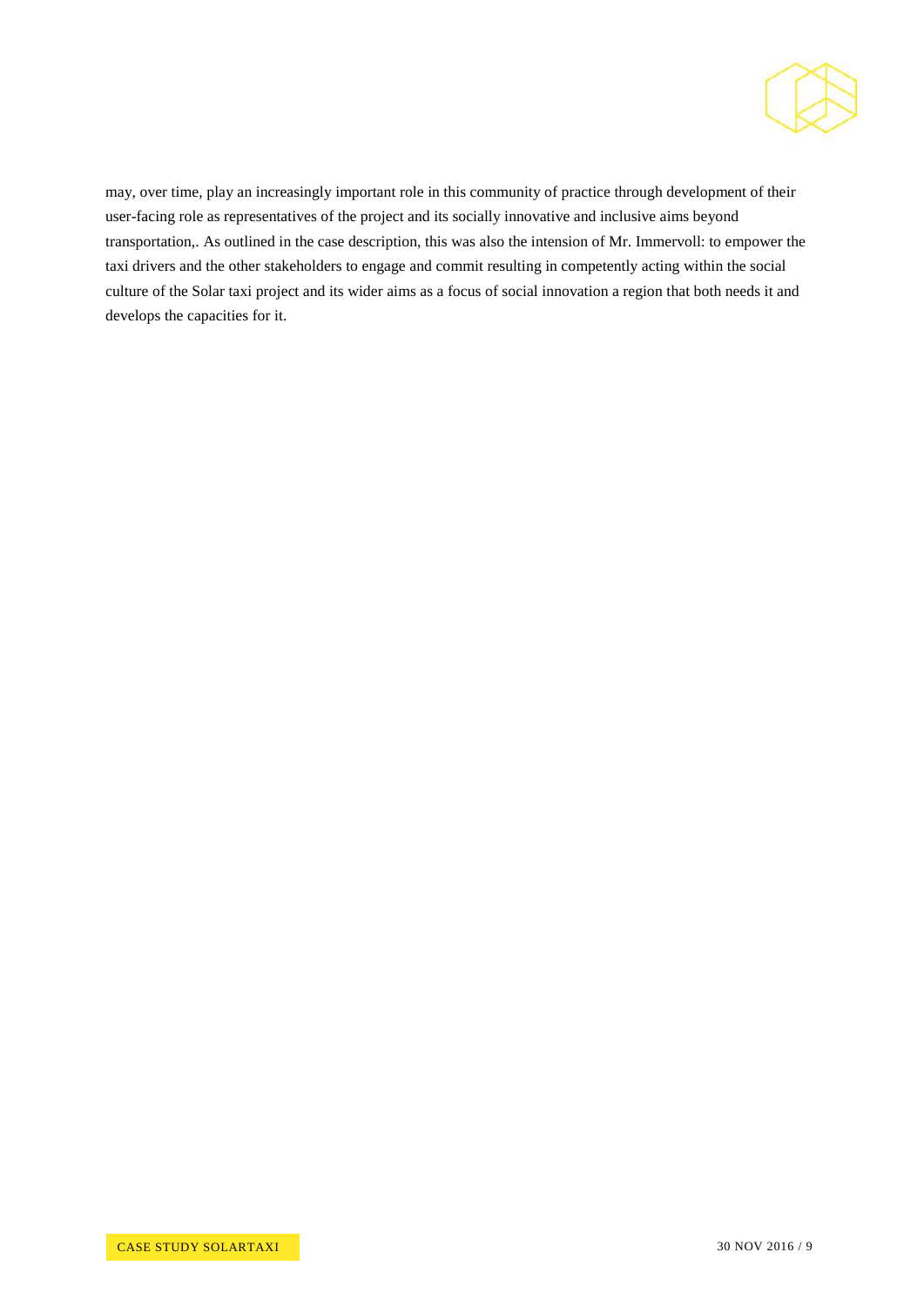may, over time, play an increasingly important role in this community of practice through development of their user-facing role as representatives of the project and its socially innovative and inclusive aims beyond transportation,. As outlined in the case description, this was also the intension of Mr. Immervoll: to empower the taxi drivers and the other stakeholders to engage and commit resulting in competently acting within the social culture of the Solar taxi project and its wider aims as a focus of social innovation a region that both needs it and develops the capacities for it.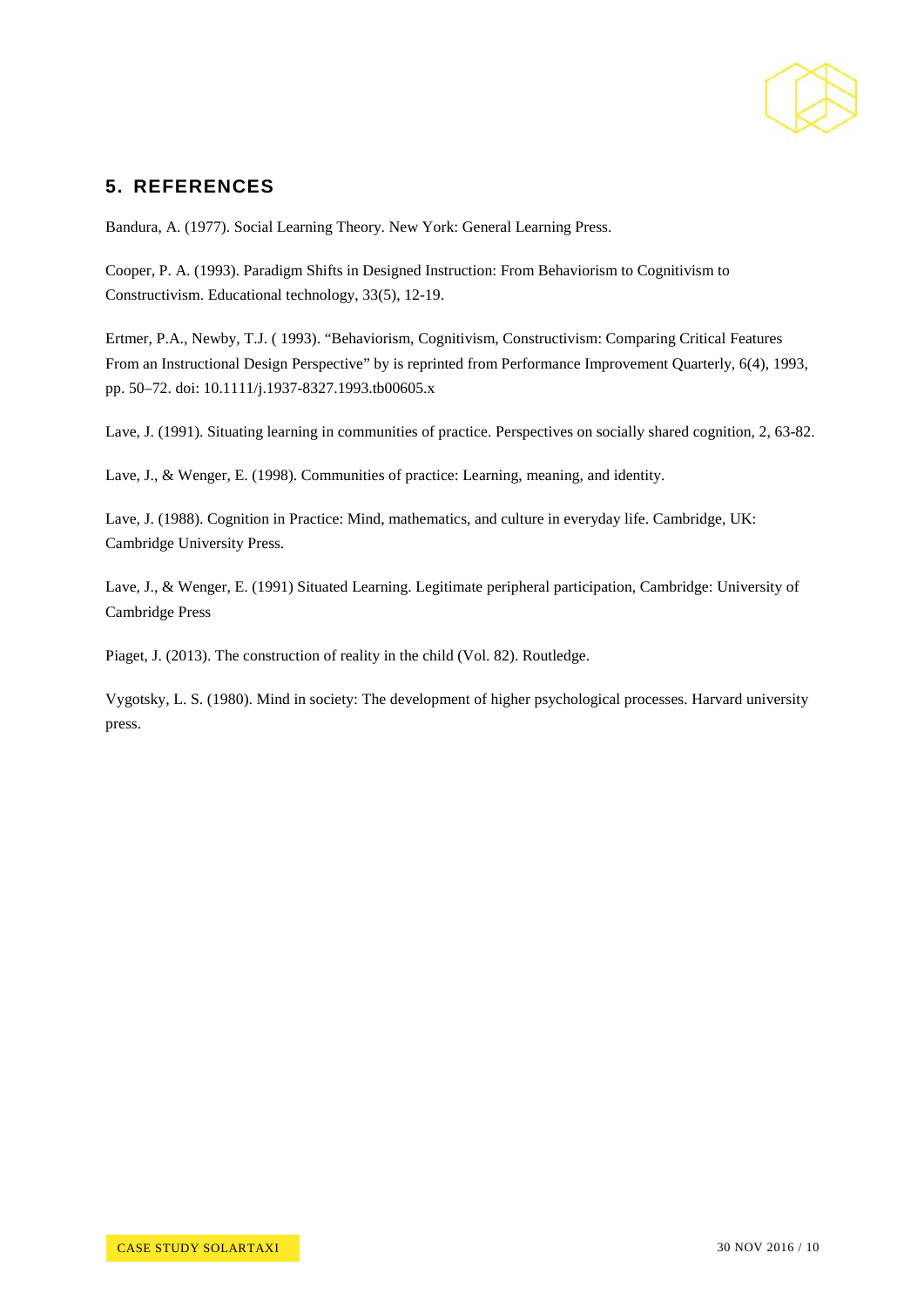## 5. REFERENCES

Bandura, A. (1977). Social Learning Theory. New York: General Learning Press.

Cooper, P. A. (1993). Paradigm Shifts in Designed Instruction: From Behaviorism to Cognitivism to Constructivism. Educational technology, 33(5), 12-19.

Ertmer, P.A., Newby, T.J. ( 1993). "Behaviorism, Cognitivism, Constructivism: Comparing Critical Features From an Instructional Design Perspective" by is reprinted from Performance Improvement Quarterly, 6(4), 1993, pp. 50–72. doi: 10.1111/j.1937-8327.1993.tb00605.x

Lave, J. (1991). Situating learning in communities of practice. Perspectives on socially shared cognition, 2, 63-82.

Lave, J., & Wenger, E. (1998). Communities of practice: Learning, meaning, and identity.

Lave, J. (1988). Cognition in Practice: Mind, mathematics, and culture in everyday life. Cambridge, UK: Cambridge University Press.

Lave, J., & Wenger, E. (1991) Situated Learning. Legitimate peripheral participation, Cambridge: University of Cambridge Press

Piaget, J. (2013). The construction of reality in the child (Vol. 82). Routledge.

Vygotsky, L. S. (1980). Mind in society: The development of higher psychological processes. Harvard university press.